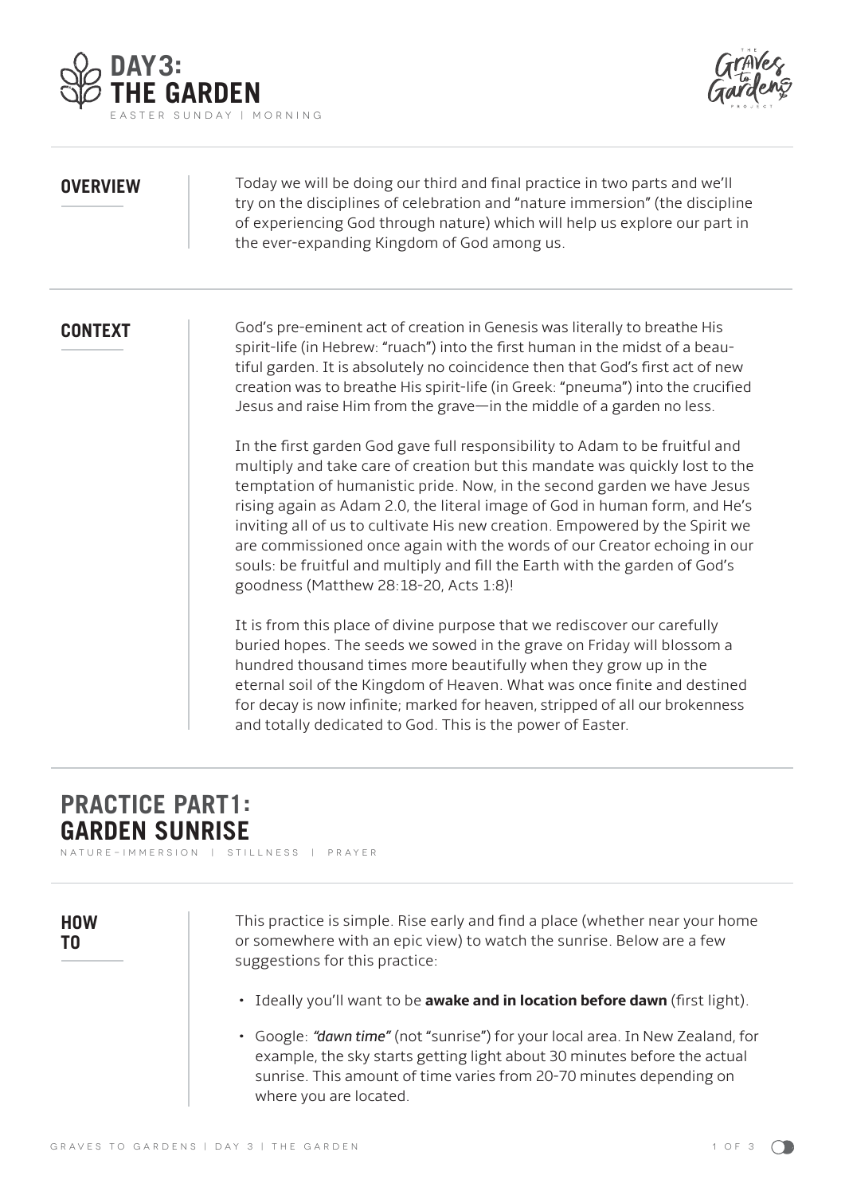# DAY 3: THE GARDEN

EASTER SUNDAY | MORNING

## OVERVIEW

Today we will be doing our third and final practice in two parts and we'll try on the disciplines of celebration and "nature immersion" (the discipline of experiencing God through nature) which will help us explore our part in the ever-expanding Kingdom of God among us.

## CONTEXT

God's pre-eminent act of creation in Genesis was literally to breathe His spirit-life (in Hebrew: "ruach") into the first human in the midst of a beautiful garden. It is absolutely no coincidence then that God's first act of new creation was to breathe His spirit-life (in Greek: "pneuma") into the crucified Jesus and raise Him from the grave—in the middle of a garden no less.

In the first garden God gave full responsibility to Adam to be fruitful and multiply and take care of creation but this mandate was quickly lost to the temptation of humanistic pride. Now, in the second garden we have Jesus rising again as Adam 2.0, the literal image of God in human form, and He's inviting all of us to cultivate His new creation. Empowered by the Spirit we are commissioned once again with the words of our Creator echoing in our souls: be fruitful and multiply and fill the Earth with the garden of God's goodness (Matthew 28:18-20, Acts 1:8)!

It is from this place of divine purpose that we rediscover our carefully buried hopes. The seeds we sowed in the grave on Friday will blossom a hundred thousand times more beautifully when they grow up in the eternal soil of the Kingdom of Heaven. What was once finite and destined for decay is now infinite; marked for heaven, stripped of all our brokenness and totally dedicated to God. This is the power of Easter.

# PRACTICE PART 1: GARDEN SUNRISE

NATURE-IMMERSION | STILLNESS | PRAYER

## HOW TO

This practice is simple. Rise early and find a place (whether near your home or somewhere with an epic view) to watch the sunrise. Below are a few suggestions for this practice:

- Ideally you'll want to be **awake and in location before dawn** (first light).
- Google: *"dawn time"* (not "sunrise") for your local area. In New Zealand, for example, the sky starts getting light about 30 minutes before the actual sunrise. This amount of time varies from 20-70 minutes depending on where you are located.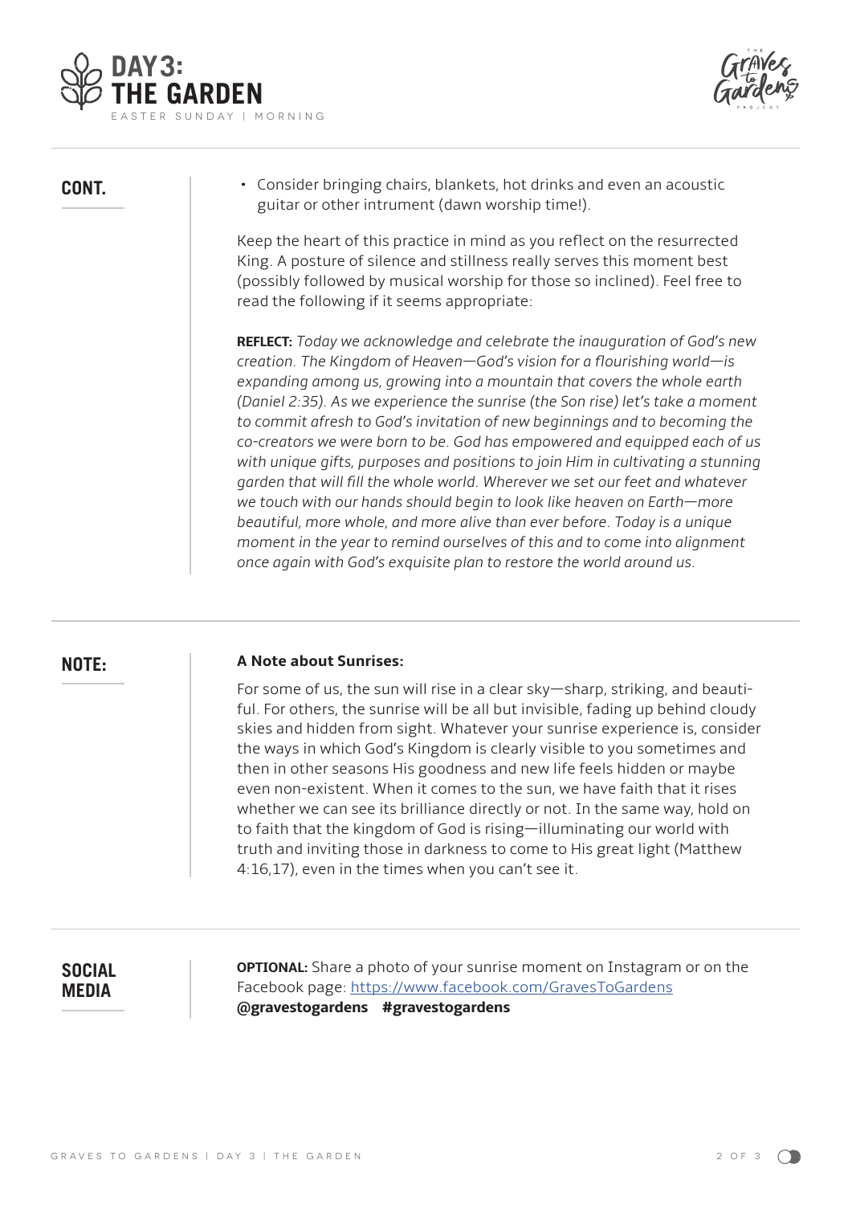# DAY 3: THE GARDEN

EASTER SUNDAY | MORNING

## CONT.

- Consider bringing chairs, blankets, hot drinks and even an acoustic guitar or other intrument (dawn worship time!).

Keep the heart of this practice in mind as you reflect on the resurrected King. A posture of silence and stillness really serves this moment best (possibly followed by musical worship for those so inclined). Feel free to read the following if it seems appropriate:

**REFLECT:** *Today we acknowledge and celebrate the inauguration of God's new creation. The Kingdom of Heaven—God's vision for a flourishing world—is expanding among us, growing into a mountain that covers the whole earth (Daniel 2:35). As we experience the sunrise (the Son rise) let's take a moment to commit afresh to God's invitation of new beginnings and to becoming the co-creators we were born to be. God has empowered and equipped each of us with unique gifts, purposes and positions to join Him in cultivating a stunning garden that will fill the whole world. Wherever we set our feet and whatever we touch with our hands should begin to look like heaven on Earth—more beautiful, more whole, and more alive than ever before. Today is a unique moment in the year to remind ourselves of this and to come into alignment once again with God's exquisite plan to restore the world around us.*

## NOTE:

**A Note about Sunrises:**

For some of us, the sun will rise in a clear sky—sharp, striking, and beautiful. For others, the sunrise will be all but invisible, fading up behind cloudy skies and hidden from sight. Whatever your sunrise experience is, consider the ways in which God's Kingdom is clearly visible to you sometimes and then in other seasons His goodness and new life feels hidden or maybe even non-existent. When it comes to the sun, we have faith that it rises whether we can see its brilliance directly or not. In the same way, hold on to faith that the kingdom of God is rising—illuminating our world with truth and inviting those in darkness to come to His great light (Matthew 4:16,17), even in the times when you can't see it.

## SOCIAL MEDIA

**OPTIONAL:** Share a photo of your sunrise moment on Instagram or on the Facebook page: https://www.facebook.com/GravesToGardens
**@gravestogardens #gravestogardens**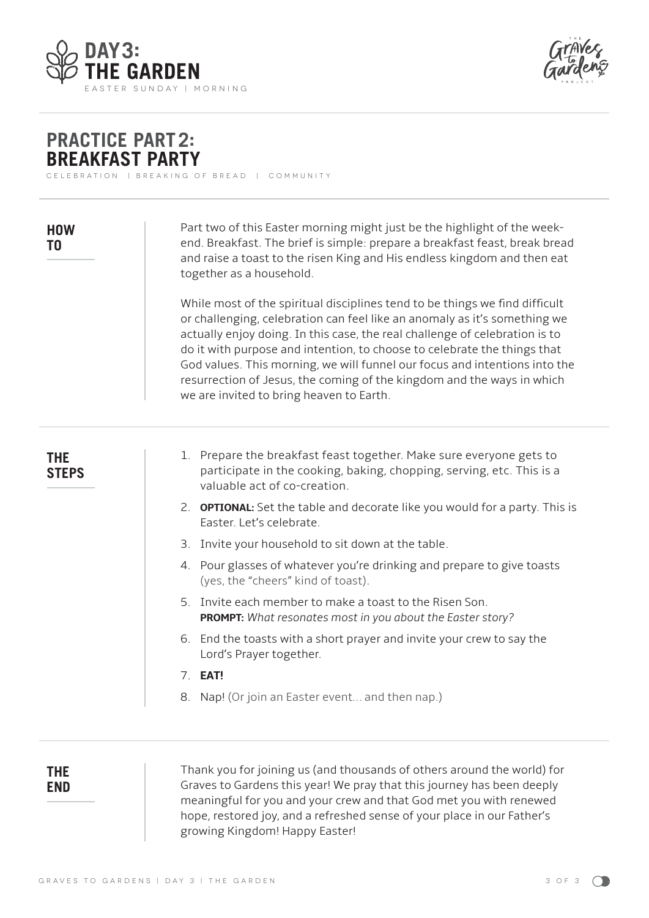# DAY 3: THE GARDEN

EASTER SUNDAY | MORNING

## PRACTICE PART 2: BREAKFAST PARTY

CELEBRATION | BREAKING OF BREAD | COMMUNITY

### HOW TO

Part two of this Easter morning might just be the highlight of the weekend. Breakfast. The brief is simple: prepare a breakfast feast, break bread and raise a toast to the risen King and His endless kingdom and then eat together as a household.

While most of the spiritual disciplines tend to be things we find difficult or challenging, celebration can feel like an anomaly as it's something we actually enjoy doing. In this case, the real challenge of celebration is to do it with purpose and intention, to choose to celebrate the things that God values. This morning, we will funnel our focus and intentions into the resurrection of Jesus, the coming of the kingdom and the ways in which we are invited to bring heaven to Earth.

### THE STEPS

1. Prepare the breakfast feast together. Make sure everyone gets to participate in the cooking, baking, chopping, serving, etc. This is a valuable act of co-creation.
2. **OPTIONAL:** Set the table and decorate like you would for a party. This is Easter. Let's celebrate.
3. Invite your household to sit down at the table.
4. Pour glasses of whatever you're drinking and prepare to give toasts (yes, the "cheers" kind of toast).
5. Invite each member to make a toast to the Risen Son.
   **PROMPT:** *What resonates most in you about the Easter story?*
6. End the toasts with a short prayer and invite your crew to say the Lord's Prayer together.
7. **EAT!**
8. Nap! (Or join an Easter event... and then nap.)

### THE END

Thank you for joining us (and thousands of others around the world) for Graves to Gardens this year! We pray that this journey has been deeply meaningful for you and your crew and that God met you with renewed hope, restored joy, and a refreshed sense of your place in our Father's growing Kingdom! Happy Easter!